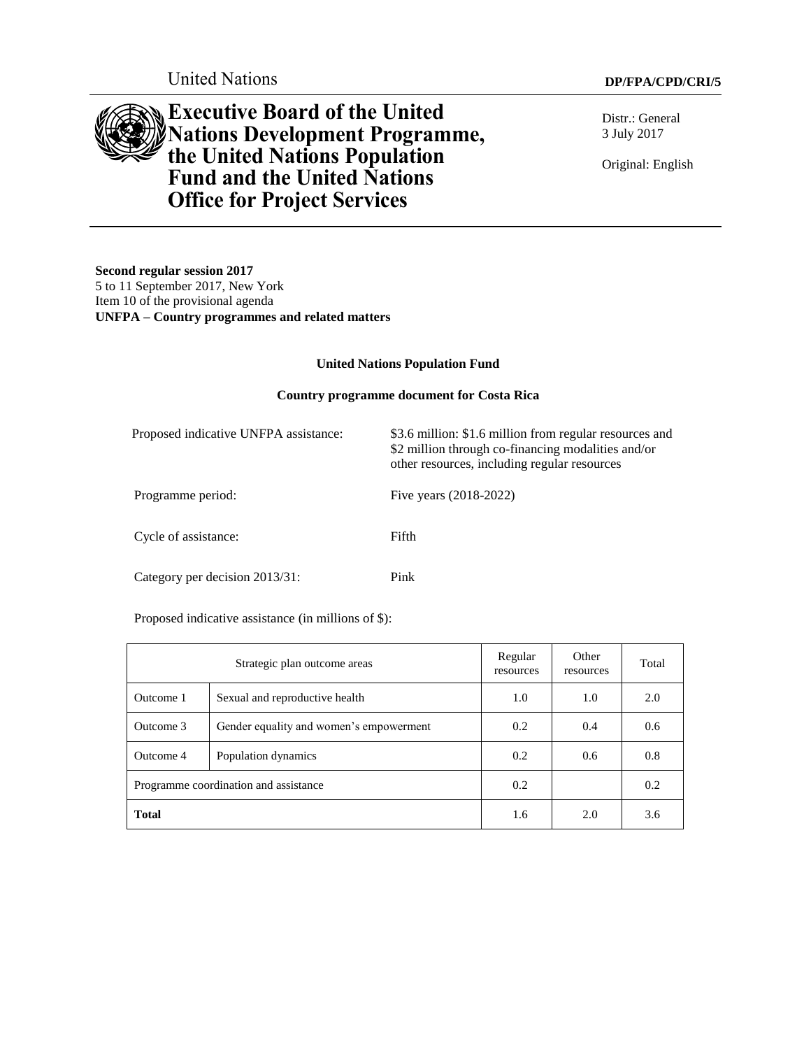United Nations

**DP/FPA/CPD/CRI/5**

# Executive Board of the United Nations Development Programme, the United Nations Population Fund and the United Nations Office for Project Services

Distr.: General
3 July 2017

Original: English

**Second regular session 2017**
5 to 11 September 2017, New York
Item 10 of the provisional agenda
**UNFPA – Country programmes and related matters**

**United Nations Population Fund**

**Country programme document for Costa Rica**

| | |
|---|---|
| Proposed indicative UNFPA assistance: | $3.6 million: $1.6 million from regular resources and $2 million through co-financing modalities and/or other resources, including regular resources |
| Programme period: | Five years (2018-2022) |
| Cycle of assistance: | Fifth |
| Category per decision 2013/31: | Pink |

Proposed indicative assistance (in millions of $):

| Strategic plan outcome areas | | Regular resources | Other resources | Total |
|---|---|---|---|---|
| Outcome 1 | Sexual and reproductive health | 1.0 | 1.0 | 2.0 |
| Outcome 3 | Gender equality and women's empowerment | 0.2 | 0.4 | 0.6 |
| Outcome 4 | Population dynamics | 0.2 | 0.6 | 0.8 |
| Programme coordination and assistance | | 0.2 | | 0.2 |
| **Total** | | 1.6 | 2.0 | 3.6 |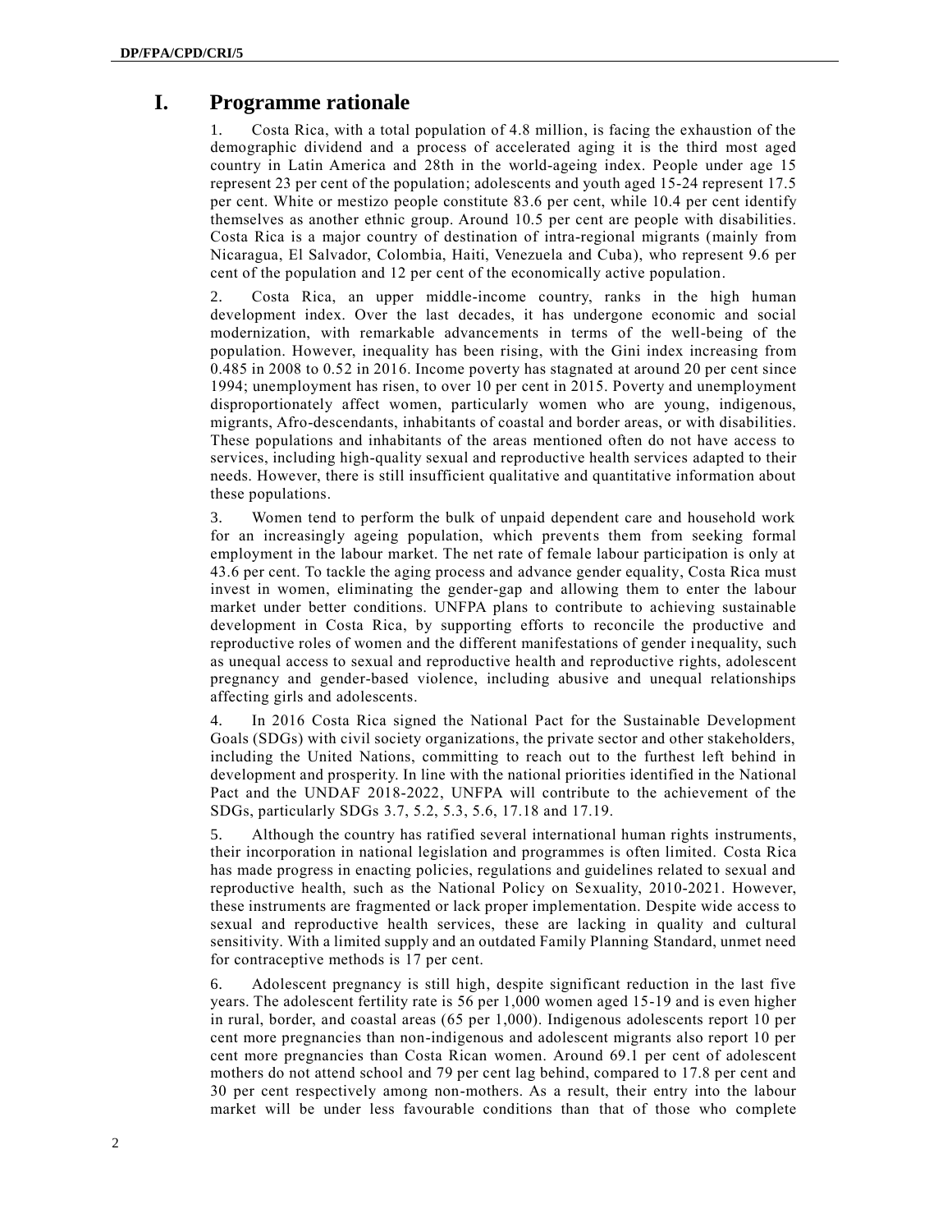# I. Programme rationale

1. Costa Rica, with a total population of 4.8 million, is facing the exhaustion of the demographic dividend and a process of accelerated aging it is the third most aged country in Latin America and 28th in the world-ageing index. People under age 15 represent 23 per cent of the population; adolescents and youth aged 15-24 represent 17.5 per cent. White or mestizo people constitute 83.6 per cent, while 10.4 per cent identify themselves as another ethnic group. Around 10.5 per cent are people with disabilities. Costa Rica is a major country of destination of intra-regional migrants (mainly from Nicaragua, El Salvador, Colombia, Haiti, Venezuela and Cuba), who represent 9.6 per cent of the population and 12 per cent of the economically active population.

2. Costa Rica, an upper middle-income country, ranks in the high human development index. Over the last decades, it has undergone economic and social modernization, with remarkable advancements in terms of the well-being of the population. However, inequality has been rising, with the Gini index increasing from 0.485 in 2008 to 0.52 in 2016. Income poverty has stagnated at around 20 per cent since 1994; unemployment has risen, to over 10 per cent in 2015. Poverty and unemployment disproportionately affect women, particularly women who are young, indigenous, migrants, Afro-descendants, inhabitants of coastal and border areas, or with disabilities. These populations and inhabitants of the areas mentioned often do not have access to services, including high-quality sexual and reproductive health services adapted to their needs. However, there is still insufficient qualitative and quantitative information about these populations.

3. Women tend to perform the bulk of unpaid dependent care and household work for an increasingly ageing population, which prevents them from seeking formal employment in the labour market. The net rate of female labour participation is only at 43.6 per cent. To tackle the aging process and advance gender equality, Costa Rica must invest in women, eliminating the gender-gap and allowing them to enter the labour market under better conditions. UNFPA plans to contribute to achieving sustainable development in Costa Rica, by supporting efforts to reconcile the productive and reproductive roles of women and the different manifestations of gender inequality, such as unequal access to sexual and reproductive health and reproductive rights, adolescent pregnancy and gender-based violence, including abusive and unequal relationships affecting girls and adolescents.

4. In 2016 Costa Rica signed the National Pact for the Sustainable Development Goals (SDGs) with civil society organizations, the private sector and other stakeholders, including the United Nations, committing to reach out to the furthest left behind in development and prosperity. In line with the national priorities identified in the National Pact and the UNDAF 2018-2022, UNFPA will contribute to the achievement of the SDGs, particularly SDGs 3.7, 5.2, 5.3, 5.6, 17.18 and 17.19.

5. Although the country has ratified several international human rights instruments, their incorporation in national legislation and programmes is often limited. Costa Rica has made progress in enacting policies, regulations and guidelines related to sexual and reproductive health, such as the National Policy on Sexuality, 2010-2021. However, these instruments are fragmented or lack proper implementation. Despite wide access to sexual and reproductive health services, these are lacking in quality and cultural sensitivity. With a limited supply and an outdated Family Planning Standard, unmet need for contraceptive methods is 17 per cent.

6. Adolescent pregnancy is still high, despite significant reduction in the last five years. The adolescent fertility rate is 56 per 1,000 women aged 15-19 and is even higher in rural, border, and coastal areas (65 per 1,000). Indigenous adolescents report 10 per cent more pregnancies than non-indigenous and adolescent migrants also report 10 per cent more pregnancies than Costa Rican women. Around 69.1 per cent of adolescent mothers do not attend school and 79 per cent lag behind, compared to 17.8 per cent and 30 per cent respectively among non-mothers. As a result, their entry into the labour market will be under less favourable conditions than that of those who complete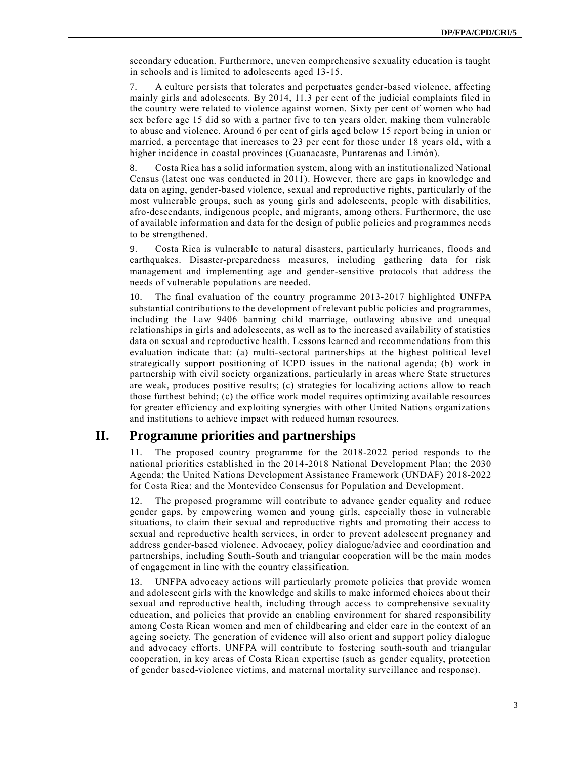secondary education. Furthermore, uneven comprehensive sexuality education is taught in schools and is limited to adolescents aged 13-15.

7. A culture persists that tolerates and perpetuates gender-based violence, affecting mainly girls and adolescents. By 2014, 11.3 per cent of the judicial complaints filed in the country were related to violence against women. Sixty per cent of women who had sex before age 15 did so with a partner five to ten years older, making them vulnerable to abuse and violence. Around 6 per cent of girls aged below 15 report being in union or married, a percentage that increases to 23 per cent for those under 18 years old, with a higher incidence in coastal provinces (Guanacaste, Puntarenas and Limón).

8. Costa Rica has a solid information system, along with an institutionalized National Census (latest one was conducted in 2011). However, there are gaps in knowledge and data on aging, gender-based violence, sexual and reproductive rights, particularly of the most vulnerable groups, such as young girls and adolescents, people with disabilities, afro-descendants, indigenous people, and migrants, among others. Furthermore, the use of available information and data for the design of public policies and programmes needs to be strengthened.

9. Costa Rica is vulnerable to natural disasters, particularly hurricanes, floods and earthquakes. Disaster-preparedness measures, including gathering data for risk management and implementing age and gender-sensitive protocols that address the needs of vulnerable populations are needed.

10. The final evaluation of the country programme 2013-2017 highlighted UNFPA substantial contributions to the development of relevant public policies and programmes, including the Law 9406 banning child marriage, outlawing abusive and unequal relationships in girls and adolescents, as well as to the increased availability of statistics data on sexual and reproductive health. Lessons learned and recommendations from this evaluation indicate that: (a) multi-sectoral partnerships at the highest political level strategically support positioning of ICPD issues in the national agenda; (b) work in partnership with civil society organizations, particularly in areas where State structures are weak, produces positive results; (c) strategies for localizing actions allow to reach those furthest behind; (c) the office work model requires optimizing available resources for greater efficiency and exploiting synergies with other United Nations organizations and institutions to achieve impact with reduced human resources.

## II. Programme priorities and partnerships

11. The proposed country programme for the 2018-2022 period responds to the national priorities established in the 2014-2018 National Development Plan; the 2030 Agenda; the United Nations Development Assistance Framework (UNDAF) 2018-2022 for Costa Rica; and the Montevideo Consensus for Population and Development.

12. The proposed programme will contribute to advance gender equality and reduce gender gaps, by empowering women and young girls, especially those in vulnerable situations, to claim their sexual and reproductive rights and promoting their access to sexual and reproductive health services, in order to prevent adolescent pregnancy and address gender-based violence. Advocacy, policy dialogue/advice and coordination and partnerships, including South-South and triangular cooperation will be the main modes of engagement in line with the country classification.

13. UNFPA advocacy actions will particularly promote policies that provide women and adolescent girls with the knowledge and skills to make informed choices about their sexual and reproductive health, including through access to comprehensive sexuality education, and policies that provide an enabling environment for shared responsibility among Costa Rican women and men of childbearing and elder care in the context of an ageing society. The generation of evidence will also orient and support policy dialogue and advocacy efforts. UNFPA will contribute to fostering south-south and triangular cooperation, in key areas of Costa Rican expertise (such as gender equality, protection of gender based-violence victims, and maternal mortality surveillance and response).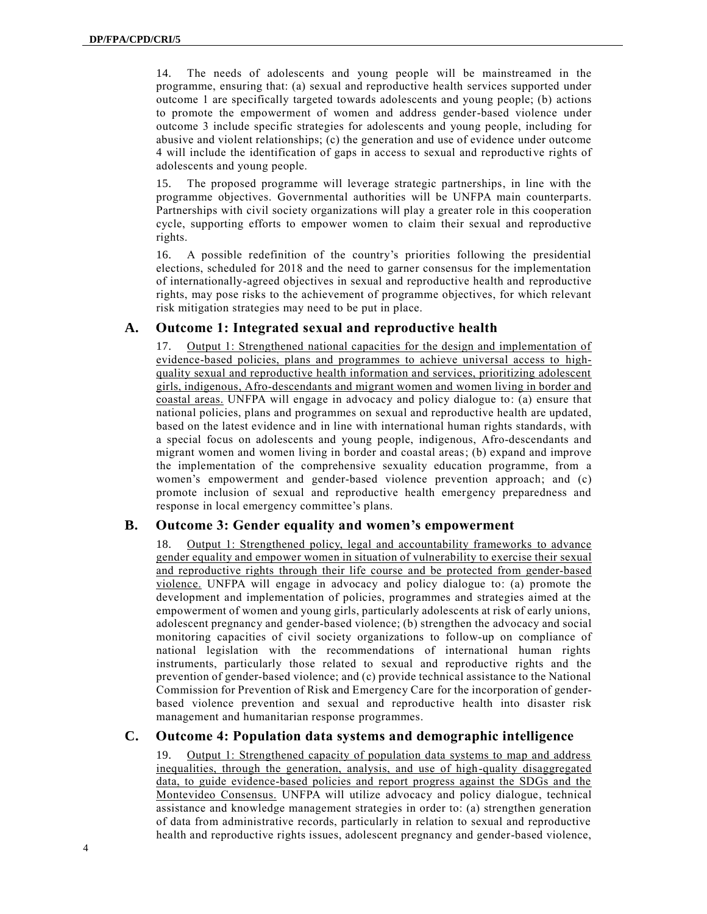14. The needs of adolescents and young people will be mainstreamed in the programme, ensuring that: (a) sexual and reproductive health services supported under outcome 1 are specifically targeted towards adolescents and young people; (b) actions to promote the empowerment of women and address gender-based violence under outcome 3 include specific strategies for adolescents and young people, including for abusive and violent relationships; (c) the generation and use of evidence under outcome 4 will include the identification of gaps in access to sexual and reproductive rights of adolescents and young people.

15. The proposed programme will leverage strategic partnerships, in line with the programme objectives. Governmental authorities will be UNFPA main counterparts. Partnerships with civil society organizations will play a greater role in this cooperation cycle, supporting efforts to empower women to claim their sexual and reproductive rights.

16. A possible redefinition of the country's priorities following the presidential elections, scheduled for 2018 and the need to garner consensus for the implementation of internationally-agreed objectives in sexual and reproductive health and reproductive rights, may pose risks to the achievement of programme objectives, for which relevant risk mitigation strategies may need to be put in place.

## A. Outcome 1: Integrated sexual and reproductive health

17. Output 1: Strengthened national capacities for the design and implementation of evidence-based policies, plans and programmes to achieve universal access to high-quality sexual and reproductive health information and services, prioritizing adolescent girls, indigenous, Afro-descendants and migrant women and women living in border and coastal areas. UNFPA will engage in advocacy and policy dialogue to: (a) ensure that national policies, plans and programmes on sexual and reproductive health are updated, based on the latest evidence and in line with international human rights standards, with a special focus on adolescents and young people, indigenous, Afro-descendants and migrant women and women living in border and coastal areas; (b) expand and improve the implementation of the comprehensive sexuality education programme, from a women's empowerment and gender-based violence prevention approach; and (c) promote inclusion of sexual and reproductive health emergency preparedness and response in local emergency committee's plans.

## B. Outcome 3: Gender equality and women's empowerment

18. Output 1: Strengthened policy, legal and accountability frameworks to advance gender equality and empower women in situation of vulnerability to exercise their sexual and reproductive rights through their life course and be protected from gender-based violence. UNFPA will engage in advocacy and policy dialogue to: (a) promote the development and implementation of policies, programmes and strategies aimed at the empowerment of women and young girls, particularly adolescents at risk of early unions, adolescent pregnancy and gender-based violence; (b) strengthen the advocacy and social monitoring capacities of civil society organizations to follow-up on compliance of national legislation with the recommendations of international human rights instruments, particularly those related to sexual and reproductive rights and the prevention of gender-based violence; and (c) provide technical assistance to the National Commission for Prevention of Risk and Emergency Care for the incorporation of gender-based violence prevention and sexual and reproductive health into disaster risk management and humanitarian response programmes.

## C. Outcome 4: Population data systems and demographic intelligence

19. Output 1: Strengthened capacity of population data systems to map and address inequalities, through the generation, analysis, and use of high-quality disaggregated data, to guide evidence-based policies and report progress against the SDGs and the Montevideo Consensus. UNFPA will utilize advocacy and policy dialogue, technical assistance and knowledge management strategies in order to: (a) strengthen generation of data from administrative records, particularly in relation to sexual and reproductive health and reproductive rights issues, adolescent pregnancy and gender-based violence,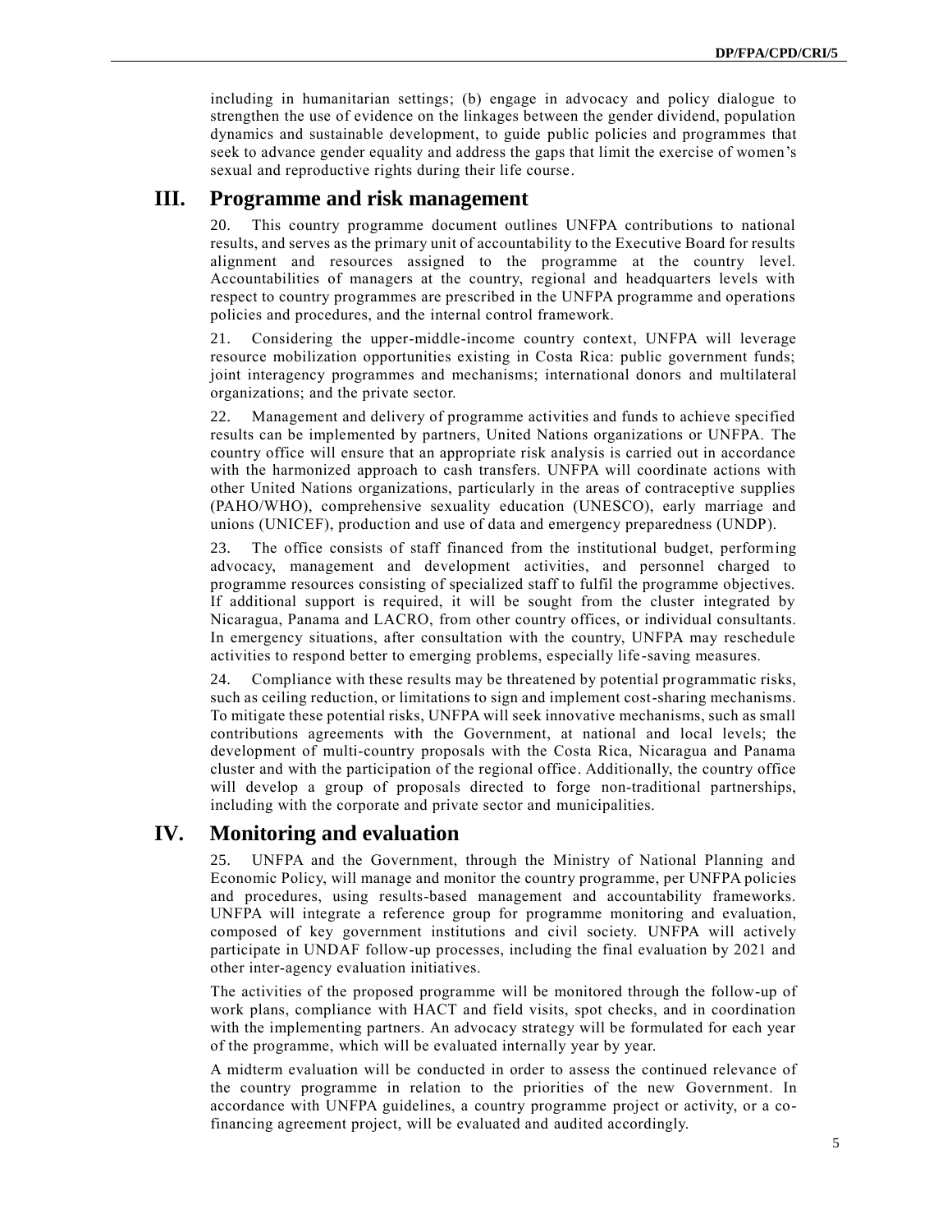including in humanitarian settings; (b) engage in advocacy and policy dialogue to strengthen the use of evidence on the linkages between the gender dividend, population dynamics and sustainable development, to guide public policies and programmes that seek to advance gender equality and address the gaps that limit the exercise of women's sexual and reproductive rights during their life course.

## III. Programme and risk management

20. This country programme document outlines UNFPA contributions to national results, and serves as the primary unit of accountability to the Executive Board for results alignment and resources assigned to the programme at the country level. Accountabilities of managers at the country, regional and headquarters levels with respect to country programmes are prescribed in the UNFPA programme and operations policies and procedures, and the internal control framework.

21. Considering the upper-middle-income country context, UNFPA will leverage resource mobilization opportunities existing in Costa Rica: public government funds; joint interagency programmes and mechanisms; international donors and multilateral organizations; and the private sector.

22. Management and delivery of programme activities and funds to achieve specified results can be implemented by partners, United Nations organizations or UNFPA. The country office will ensure that an appropriate risk analysis is carried out in accordance with the harmonized approach to cash transfers. UNFPA will coordinate actions with other United Nations organizations, particularly in the areas of contraceptive supplies (PAHO/WHO), comprehensive sexuality education (UNESCO), early marriage and unions (UNICEF), production and use of data and emergency preparedness (UNDP).

23. The office consists of staff financed from the institutional budget, performing advocacy, management and development activities, and personnel charged to programme resources consisting of specialized staff to fulfil the programme objectives. If additional support is required, it will be sought from the cluster integrated by Nicaragua, Panama and LACRO, from other country offices, or individual consultants. In emergency situations, after consultation with the country, UNFPA may reschedule activities to respond better to emerging problems, especially life-saving measures.

24. Compliance with these results may be threatened by potential programmatic risks, such as ceiling reduction, or limitations to sign and implement cost-sharing mechanisms. To mitigate these potential risks, UNFPA will seek innovative mechanisms, such as small contributions agreements with the Government, at national and local levels; the development of multi-country proposals with the Costa Rica, Nicaragua and Panama cluster and with the participation of the regional office. Additionally, the country office will develop a group of proposals directed to forge non-traditional partnerships, including with the corporate and private sector and municipalities.

## IV. Monitoring and evaluation

25. UNFPA and the Government, through the Ministry of National Planning and Economic Policy, will manage and monitor the country programme, per UNFPA policies and procedures, using results-based management and accountability frameworks. UNFPA will integrate a reference group for programme monitoring and evaluation, composed of key government institutions and civil society. UNFPA will actively participate in UNDAF follow-up processes, including the final evaluation by 2021 and other inter-agency evaluation initiatives.

The activities of the proposed programme will be monitored through the follow-up of work plans, compliance with HACT and field visits, spot checks, and in coordination with the implementing partners. An advocacy strategy will be formulated for each year of the programme, which will be evaluated internally year by year.

A midterm evaluation will be conducted in order to assess the continued relevance of the country programme in relation to the priorities of the new Government. In accordance with UNFPA guidelines, a country programme project or activity, or a co-financing agreement project, will be evaluated and audited accordingly.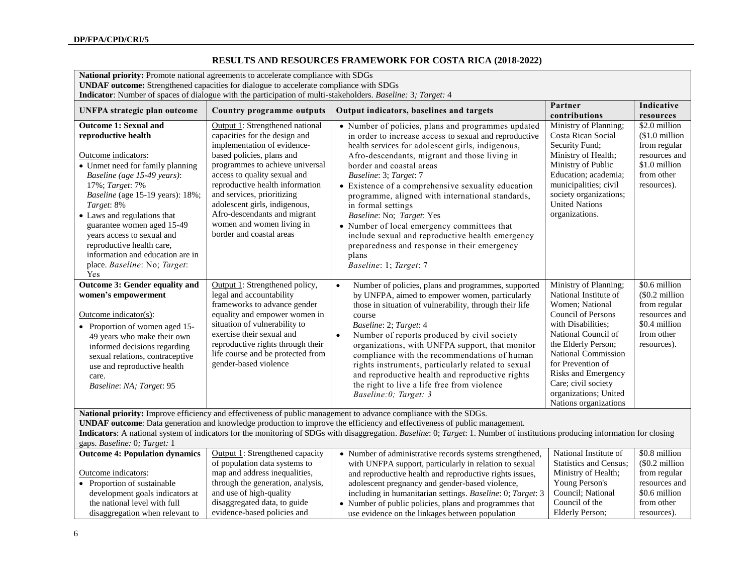## RESULTS AND RESOURCES FRAMEWORK FOR COSTA RICA (2018-2022)

**National priority:** Promote national agreements to accelerate compliance with SDGs
**UNDAF outcome:** Strengthened capacities for dialogue to accelerate compliance with SDGs
**Indicator**: Number of spaces of dialogue with the participation of multi-stakeholders. *Baseline:* 3*; Target:* 4

| UNFPA strategic plan outcome | Country programme outputs | Output indicators, baselines and targets | Partner contributions | Indicative resources |
|---|---|---|---|---|
| **Outcome 1: Sexual and reproductive health**<br><br>Outcome indicators:<br>• Unmet need for family planning *Baseline (age 15-49 years)*: 17%; *Target*: 7% *Baseline* (age 15-19 years): 18%; *Target*: 8%<br>• Laws and regulations that guarantee women aged 15-49 years access to sexual and reproductive health care, information and education are in place. *Baseline*: No; *Target*: Yes | Output 1: Strengthened national capacities for the design and implementation of evidence-based policies, plans and programmes to achieve universal access to quality sexual and reproductive health information and services, prioritizing adolescent girls, indigenous, Afro-descendants and migrant women and women living in border and coastal areas | • Number of policies, plans and programmes updated in order to increase access to sexual and reproductive health services for adolescent girls, indigenous, Afro-descendants, migrant and those living in border and coastal areas *Baseline*: 3; *Target*: 7<br>• Existence of a comprehensive sexuality education programme, aligned with international standards, in formal settings *Baseline*: No; *Target*: Yes<br>• Number of local emergency committees that include sexual and reproductive health emergency preparedness and response in their emergency plans *Baseline*: 1; *Target*: 7 | Ministry of Planning; Costa Rican Social Security Fund; Ministry of Health; Ministry of Public Education; academia; municipalities; civil society organizations; United Nations organizations. | $2.0 million ($1.0 million from regular resources and $1.0 million from other resources). |
| **Outcome 3: Gender equality and women's empowerment**<br><br>Outcome indicator(s):<br>• Proportion of women aged 15-49 years who make their own informed decisions regarding sexual relations, contraceptive use and reproductive health care. *Baseline*: *NA; Target*: 95 | Output 1: Strengthened policy, legal and accountability frameworks to advance gender equality and empower women in situation of vulnerability to exercise their sexual and reproductive rights through their life course and be protected from gender-based violence | • Number of policies, plans and programmes, supported by UNFPA, aimed to empower women, particularly those in situation of vulnerability, through their life course *Baseline*: 2; *Target*: 4<br>• Number of reports produced by civil society organizations, with UNFPA support, that monitor compliance with the recommendations of human rights instruments, particularly related to sexual and reproductive health and reproductive rights the right to live a life free from violence *Baseline:0; Target: 3* | Ministry of Planning; National Institute of Women; National Council of Persons with Disabilities; National Council of the Elderly Person; National Commission for Prevention of Risks and Emergency Care; civil society organizations; United Nations organizations | $0.6 million ($0.2 million from regular resources and $0.4 million from other resources). |

**National priority:** Improve efficiency and effectiveness of public management to advance compliance with the SDGs.
**UNDAF outcome**: Data generation and knowledge production to improve the efficiency and effectiveness of public management.
**Indicators**: A national system of indicators for the monitoring of SDGs with disaggregation. *Baseline*: 0; *Target*: 1. Number of institutions producing information for closing gaps. *Baseline:* 0*; Target:* 1

| UNFPA strategic plan outcome | Country programme outputs | Output indicators, baselines and targets | Partner contributions | Indicative resources |
|---|---|---|---|---|
| **Outcome 4: Population dynamics**<br><br>Outcome indicators:<br>• Proportion of sustainable development goals indicators at the national level with full disaggregation when relevant to | Output 1: Strengthened capacity of population data systems to map and address inequalities, through the generation, analysis, and use of high-quality disaggregated data, to guide evidence-based policies and | • Number of administrative records systems strengthened, with UNFPA support, particularly in relation to sexual and reproductive health and reproductive rights issues, adolescent pregnancy and gender-based violence, including in humanitarian settings. *Baseline*: 0; *Target*: 3<br>• Number of public policies, plans and programmes that use evidence on the linkages between population | National Institute of Statistics and Census; Ministry of Health; Young Person's Council; National Council of the Elderly Person; | $0.8 million ($0.2 million from regular resources and $0.6 million from other resources). |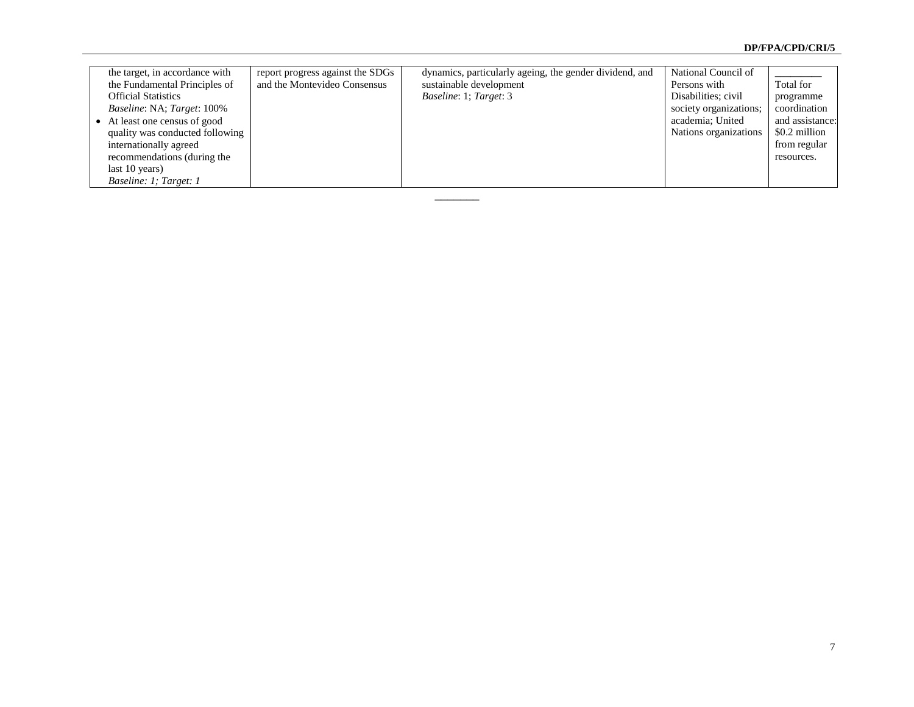| | | | | |
|---|---|---|---|---|
| the target, in accordance with the Fundamental Principles of Official Statistics<br>*Baseline*: NA; *Target*: 100%<br>• At least one census of good quality was conducted following internationally agreed recommendations (during the last 10 years)<br>*Baseline: 1; Target: 1* | report progress against the SDGs and the Montevideo Consensus | dynamics, particularly ageing, the gender dividend, and sustainable development<br>*Baseline*: 1; *Target*: 3 | National Council of Persons with Disabilities; civil society organizations; academia; United Nations organizations | \_\_\_\_\_\_\_\_<br>Total for programme coordination and assistance: $0.2 million from regular resources. |